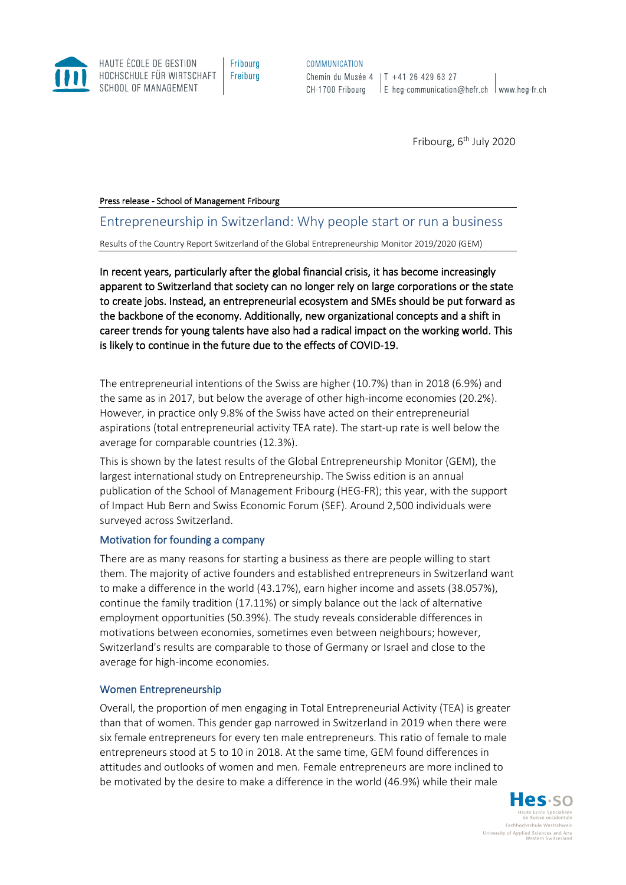Fribourg, 6th July 2020

Press release - School of Management Fribourg

# Entrepreneurship in Switzerland: Why people start or run a business

Results of the Country Report Switzerland of the Global Entrepreneurship Monitor 2019/2020 (GEM)

**In recent years, particularly after the global financial crisis, it has become increasingly apparent to Switzerland that society can no longer rely on large corporations or the state to create jobs. Instead, an entrepreneurial ecosystem and SMEs should be put forward as the backbone of the economy. Additionally, new organizational concepts and a shift in career trends for young talents have also had a radical impact on the working world. This is likely to continue in the future due to the effects of COVID-19.**

The entrepreneurial intentions of the Swiss are higher (10.7%) than in 2018 (6.9%) and the same as in 2017, but below the average of other high-income economies (20.2%). However, in practice only 9.8% of the Swiss have acted on their entrepreneurial aspirations (total entrepreneurial activity TEA rate). The start-up rate is well below the average for comparable countries (12.3%).

This is shown by the latest results of the Global Entrepreneurship Monitor (GEM), the largest international study on Entrepreneurship. The Swiss edition is an annual publication of the School of Management Fribourg (HEG-FR); this year, with the support of Impact Hub Bern and Swiss Economic Forum (SEF). Around 2,500 individuals were surveyed across Switzerland.

## Motivation for founding a company

There are as many reasons for starting a business as there are people willing to start them. The majority of active founders and established entrepreneurs in Switzerland want to make a difference in the world (43.17%), earn higher income and assets (38.057%), continue the family tradition (17.11%) or simply balance out the lack of alternative employment opportunities (50.39%). The study reveals considerable differences in motivations between economies, sometimes even between neighbours; however, Switzerland's results are comparable to those of Germany or Israel and close to the average for high-income economies.

## Women Entrepreneurship

Overall, the proportion of men engaging in Total Entrepreneurial Activity (TEA) is greater than that of women. This gender gap narrowed in Switzerland in 2019 when there were six female entrepreneurs for every ten male entrepreneurs. This ratio of female to male entrepreneurs stood at 5 to 10 in 2018. At the same time, GEM found differences in attitudes and outlooks of women and men. Female entrepreneurs are more inclined to be motivated by the desire to make a difference in the world (46.9%) while their male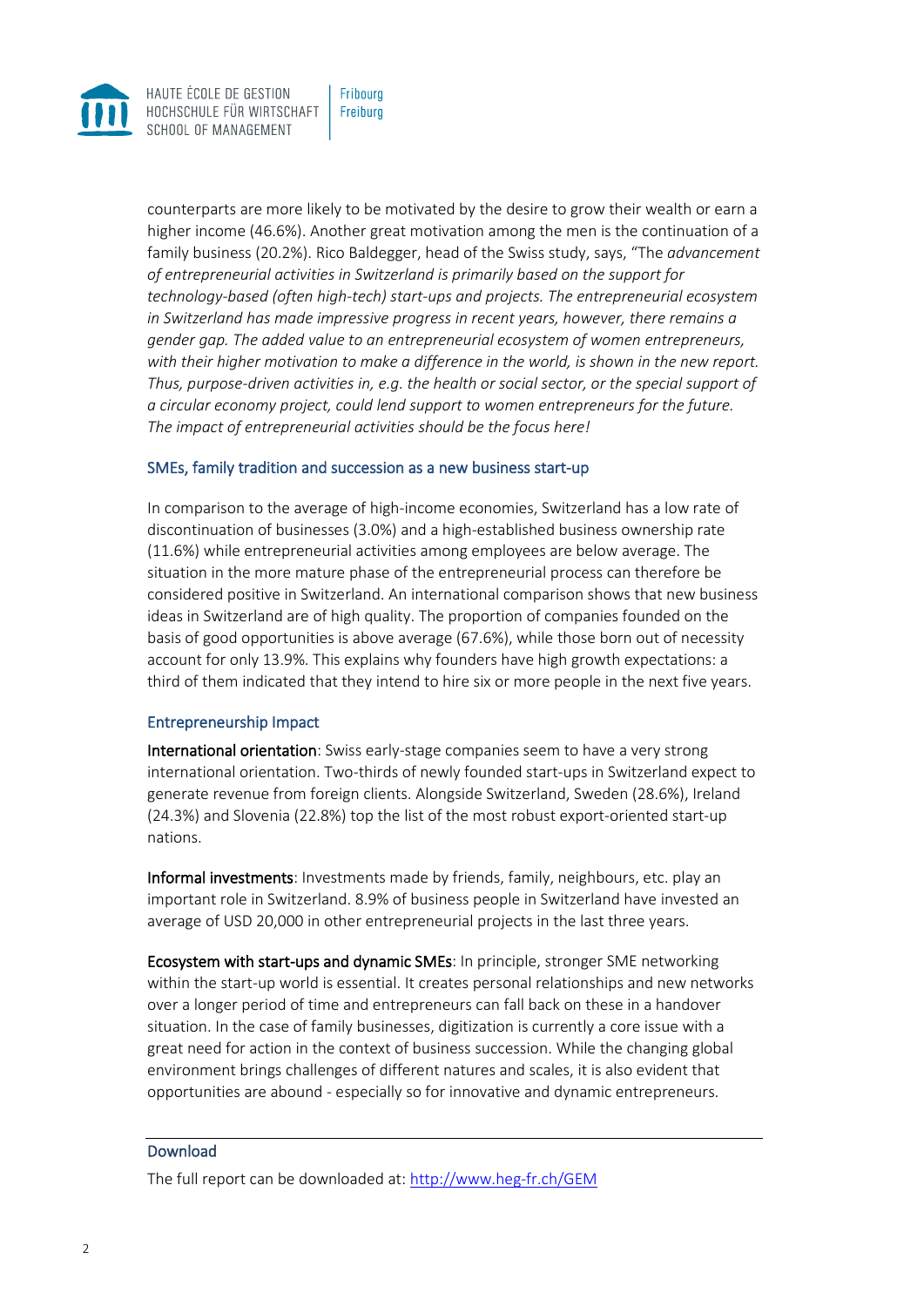counterparts are more likely to be motivated by the desire to grow their wealth or earn a higher income (46.6%). Another great motivation among the men is the continuation of a family business (20.2%). Rico Baldegger, head of the Swiss study, says, "The *advancement of entrepreneurial activities in Switzerland is primarily based on the support for technology-based (often high-tech) start-ups and projects. The entrepreneurial ecosystem in Switzerland has made impressive progress in recent years, however, there remains a gender gap. The added value to an entrepreneurial ecosystem of women entrepreneurs, with their higher motivation to make a difference in the world, is shown in the new report. Thus, purpose-driven activities in, e.g. the health or social sector, or the special support of a circular economy project, could lend support to women entrepreneurs for the future. The impact of entrepreneurial activities should be the focus here!*

## SMEs, family tradition and succession as a new business start-up

In comparison to the average of high-income economies, Switzerland has a low rate of discontinuation of businesses (3.0%) and a high-established business ownership rate (11.6%) while entrepreneurial activities among employees are below average. The situation in the more mature phase of the entrepreneurial process can therefore be considered positive in Switzerland. An international comparison shows that new business ideas in Switzerland are of high quality. The proportion of companies founded on the basis of good opportunities is above average (67.6%), while those born out of necessity account for only 13.9%. This explains why founders have high growth expectations: a third of them indicated that they intend to hire six or more people in the next five years.

## Entrepreneurship Impact

**International orientation**: Swiss early-stage companies seem to have a very strong international orientation. Two-thirds of newly founded start-ups in Switzerland expect to generate revenue from foreign clients. Alongside Switzerland, Sweden (28.6%), Ireland (24.3%) and Slovenia (22.8%) top the list of the most robust export-oriented start-up nations.

**Informal investments**: Investments made by friends, family, neighbours, etc. play an important role in Switzerland. 8.9% of business people in Switzerland have invested an average of USD 20,000 in other entrepreneurial projects in the last three years.

**Ecosystem with start-ups and dynamic SMEs**: In principle, stronger SME networking within the start-up world is essential. It creates personal relationships and new networks over a longer period of time and entrepreneurs can fall back on these in a handover situation. In the case of family businesses, digitization is currently a core issue with a great need for action in the context of business succession. While the changing global environment brings challenges of different natures and scales, it is also evident that opportunities are abound - especially so for innovative and dynamic entrepreneurs.

---

## Download

The full report can be downloaded at: [http://www.heg-fr.ch/GEM](http://www.heg-fr.ch/GEM)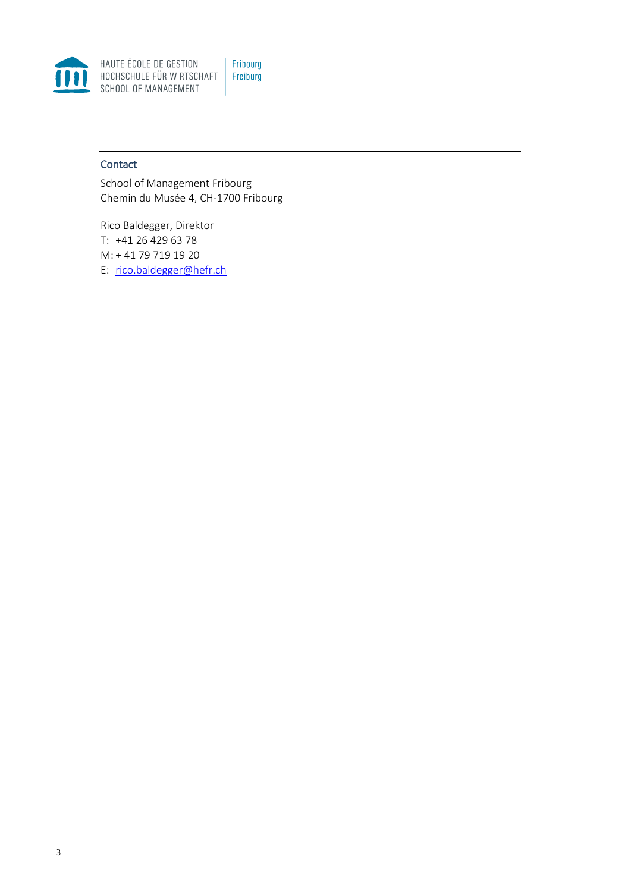HAUTE ÉCOLE DE GESTION
HOCHSCHULE FÜR WIRTSCHAFT
SCHOOL OF MANAGEMENT

Fribourg
Freiburg

## Contact

School of Management Fribourg
Chemin du Musée 4, CH-1700 Fribourg

Rico Baldegger, Direktor
T: +41 26 429 63 78
M: + 41 79 719 19 20
E: rico.baldegger@hefr.ch